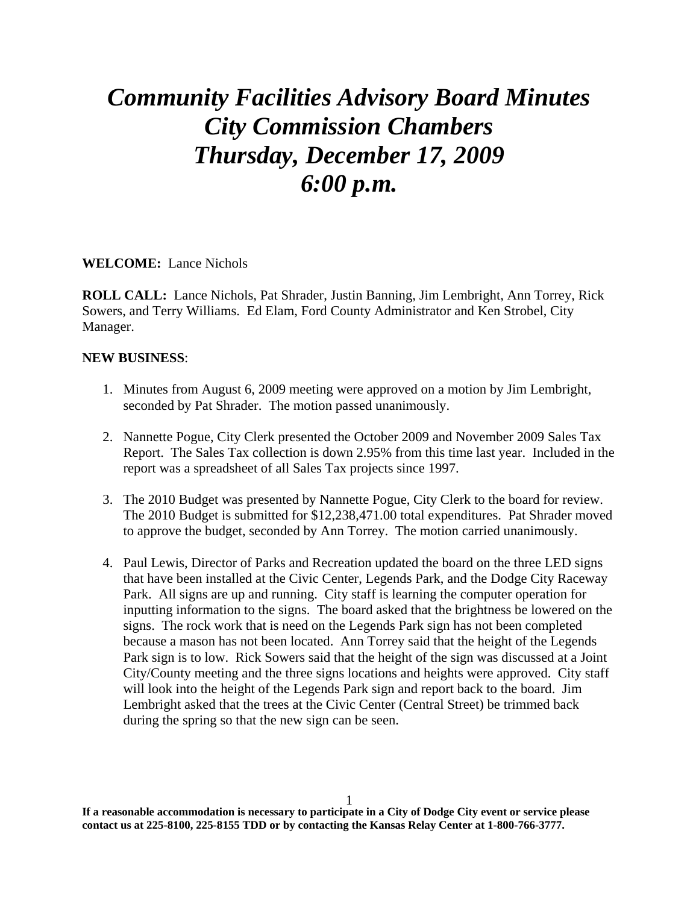# *Community Facilities Advisory Board Minutes*
# *City Commission Chambers*
# *Thursday, December 17, 2009*
# *6:00 p.m.*

**WELCOME:** Lance Nichols

**ROLL CALL:** Lance Nichols, Pat Shrader, Justin Banning, Jim Lembright, Ann Torrey, Rick Sowers, and Terry Williams. Ed Elam, Ford County Administrator and Ken Strobel, City Manager.

**NEW BUSINESS**:

1. Minutes from August 6, 2009 meeting were approved on a motion by Jim Lembright, seconded by Pat Shrader. The motion passed unanimously.

2. Nannette Pogue, City Clerk presented the October 2009 and November 2009 Sales Tax Report. The Sales Tax collection is down 2.95% from this time last year. Included in the report was a spreadsheet of all Sales Tax projects since 1997.

3. The 2010 Budget was presented by Nannette Pogue, City Clerk to the board for review. The 2010 Budget is submitted for $12,238,471.00 total expenditures. Pat Shrader moved to approve the budget, seconded by Ann Torrey. The motion carried unanimously.

4. Paul Lewis, Director of Parks and Recreation updated the board on the three LED signs that have been installed at the Civic Center, Legends Park, and the Dodge City Raceway Park. All signs are up and running. City staff is learning the computer operation for inputting information to the signs. The board asked that the brightness be lowered on the signs. The rock work that is need on the Legends Park sign has not been completed because a mason has not been located. Ann Torrey said that the height of the Legends Park sign is to low. Rick Sowers said that the height of the sign was discussed at a Joint City/County meeting and the three signs locations and heights were approved. City staff will look into the height of the Legends Park sign and report back to the board. Jim Lembright asked that the trees at the Civic Center (Central Street) be trimmed back during the spring so that the new sign can be seen.

**If a reasonable accommodation is necessary to participate in a City of Dodge City event or service please contact us at 225-8100, 225-8155 TDD or by contacting the Kansas Relay Center at 1-800-766-3777.**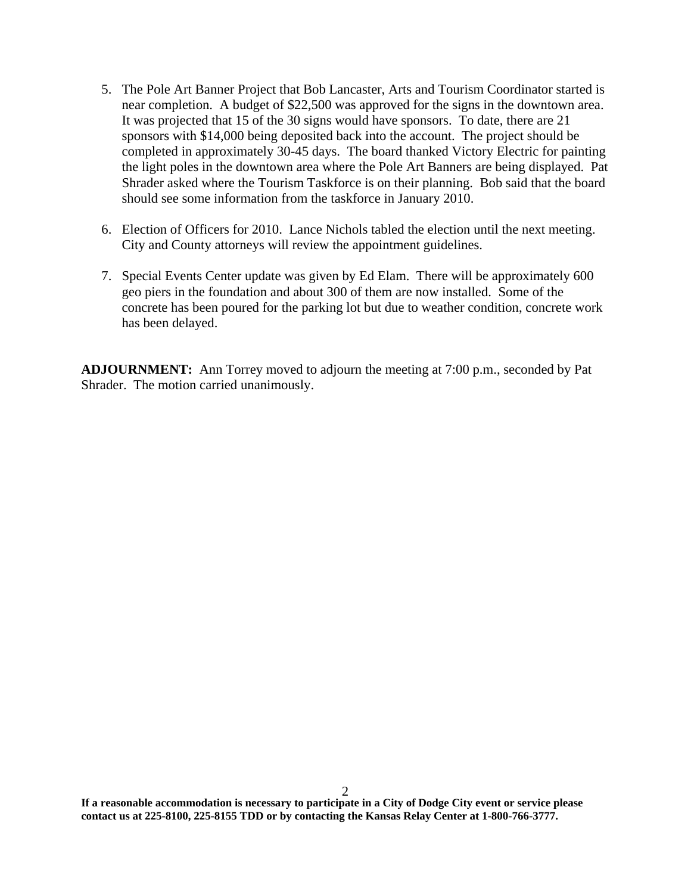5. The Pole Art Banner Project that Bob Lancaster, Arts and Tourism Coordinator started is near completion. A budget of $22,500 was approved for the signs in the downtown area. It was projected that 15 of the 30 signs would have sponsors. To date, there are 21 sponsors with $14,000 being deposited back into the account. The project should be completed in approximately 30-45 days. The board thanked Victory Electric for painting the light poles in the downtown area where the Pole Art Banners are being displayed. Pat Shrader asked where the Tourism Taskforce is on their planning. Bob said that the board should see some information from the taskforce in January 2010.

6. Election of Officers for 2010. Lance Nichols tabled the election until the next meeting. City and County attorneys will review the appointment guidelines.

7. Special Events Center update was given by Ed Elam. There will be approximately 600 geo piers in the foundation and about 300 of them are now installed. Some of the concrete has been poured for the parking lot but due to weather condition, concrete work has been delayed.

**ADJOURNMENT:** Ann Torrey moved to adjourn the meeting at 7:00 p.m., seconded by Pat Shrader. The motion carried unanimously.

**If a reasonable accommodation is necessary to participate in a City of Dodge City event or service please contact us at 225-8100, 225-8155 TDD or by contacting the Kansas Relay Center at 1-800-766-3777.**